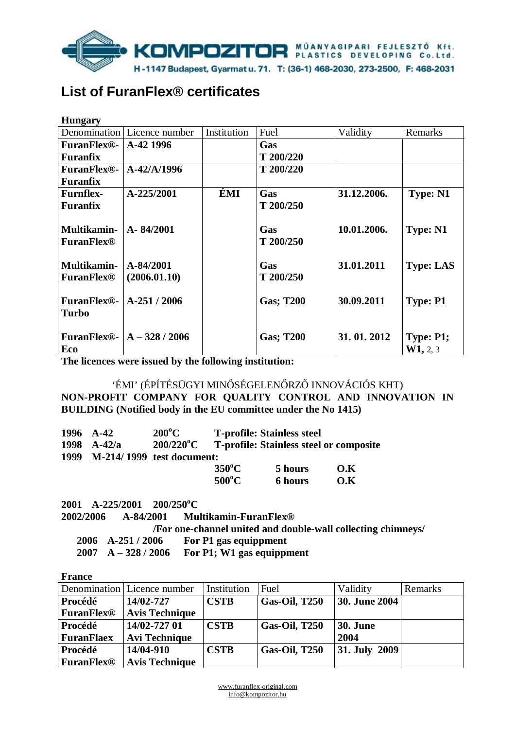KOMPOZITOR MŰANYAGIPARI FEJLESZTŐ Kft. PLASTICS DEVELOPING Co.Ltd.

H-1147 Budapest, Gyarmat u. 71. T: (36-1) 468-2030, 273-2500, F: 468-2031

# List of FuranFlex® certificates

**Hungary**

| Denomination | Licence number | Institution | Fuel | Validity | Remarks |
|---|---|---|---|---|---|
| **FuranFlex®-Furanfix** | **A-42 1996** | | **Gas T 200/220** | | |
| **FuranFlex®-Furanfix** | **A-42/A/1996** | | **T 200/220** | | |
| **Furnflex-Furanfix** | **A-225/2001** | **ÉMI** | **Gas T 200/250** | **31.12.2006.** | **Type: N1** |
| **Multikamin-FuranFlex®** | **A- 84/2001** | | **Gas T 200/250** | **10.01.2006.** | **Type: N1** |
| **Multikamin-FuranFlex®** | **A-84/2001 (2006.01.10)** | | **Gas T 200/250** | **31.01.2011** | **Type: LAS** |
| **FuranFlex®-Turbo** | **A-251 / 2006** | | **Gas; T200** | **30.09.2011** | **Type: P1** |
| **FuranFlex®-Eco** | **A – 328 / 2006** | | **Gas; T200** | **31. 01. 2012** | **Type: P1; W1,** 2, 3 |

**The licences were issued by the following institution:**

'ÉMI' (ÉPÍTÉSÜGYI MINŐSÉGELENŐRZŐ INNOVÁCIÓS KHT)

**NON-PROFIT COMPANY FOR QUALITY CONTROL AND INNOVATION IN BUILDING (Notified body in the EU committee under the No 1415)**

**1996 A-42 200°C T-profile: Stainless steel**
**1998 A-42/a 200/220°C T-profile: Stainless steel or composite**
**1999 M-214/ 1999 test document:**

| | | |
|---|---|---|
| **350°C** | **5 hours** | **O.K** |
| **500°C** | **6 hours** | **O.K** |

**2001 A-225/2001 200/250°C**
**2002/2006 A-84/2001 Multikamin-FuranFlex®**
**/For one-channel united and double-wall collecting chimneys/**
**2006 A-251 / 2006 For P1 gas equippment**
**2007 A – 328 / 2006 For P1; W1 gas equippment**

**France**

| Denomination | Licence number | Institution | Fuel | Validity | Remarks |
|---|---|---|---|---|---|
| **Procédé FuranFlex®** | **14/02-727 Avis Technique** | **CSTB** | **Gas-Oil, T250** | **30. June 2004** | |
| **Procédé FuranFlaex** | **14/02-727 01 Avi Technique** | **CSTB** | **Gas-Oil, T250** | **30. June 2004** | |
| **Procédé FuranFlex®** | **14/04-910 Avis Technique** | **CSTB** | **Gas-Oil, T250** | **31. July 2009** | |

www.furanflex-original.com
info@kompozitor.hu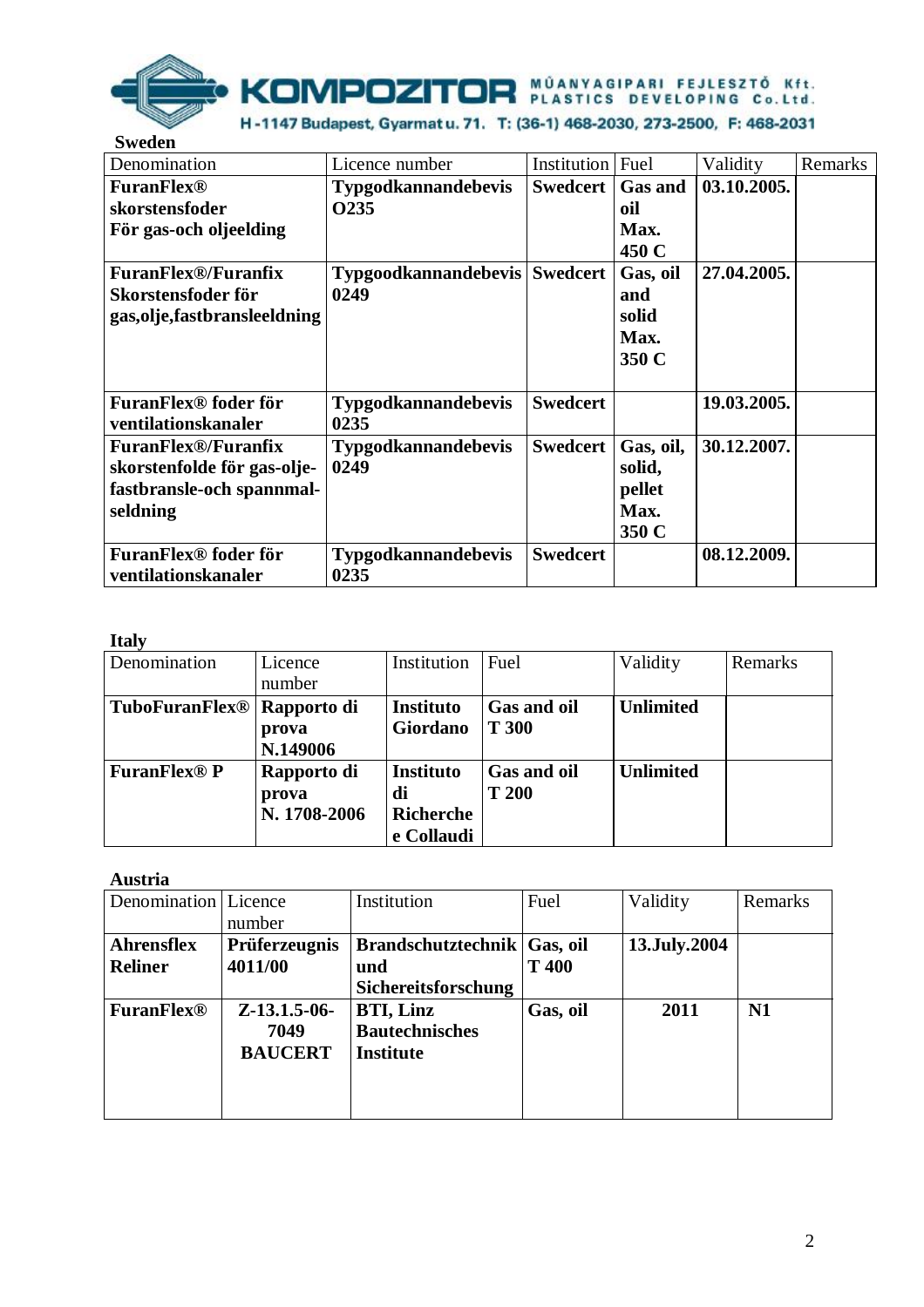## Sweden

| Denomination | Licence number | Institution | Fuel | Validity | Remarks |
|---|---|---|---|---|---|
| **FuranFlex® skorstensfoder För gas-och oljeelding** | **Typgodkannandebevis O235** | **Swedcert** | **Gas and oil Max. 450 C** | **03.10.2005.** | |
| **FuranFlex®/Furanfix Skorstensfoder för gas,olje,fastbransleeldning** | **Typgoodkannandebevis 0249** | **Swedcert** | **Gas, oil and solid Max. 350 C** | **27.04.2005.** | |
| **FuranFlex® foder för ventilationskanaler** | **Typgodkannandebevis 0235** | **Swedcert** | | **19.03.2005.** | |
| **FuranFlex®/Furanfix skorstenfolde för gas-olje-fastbransle-och spannmal-seldning** | **Typgodkannandebevis 0249** | **Swedcert** | **Gas, oil, solid, pellet Max. 350 C** | **30.12.2007.** | |
| **FuranFlex® foder för ventilationskanaler** | **Typgodkannandebevis 0235** | **Swedcert** | | **08.12.2009.** | |

## Italy

| Denomination | Licence number | Institution | Fuel | Validity | Remarks |
|---|---|---|---|---|---|
| **TuboFuranFlex®** | **Rapporto di prova N.149006** | **Instituto Giordano** | **Gas and oil T 300** | **Unlimited** | |
| **FuranFlex® P** | **Rapporto di prova N. 1708-2006** | **Instituto di Richerche e Collaudi** | **Gas and oil T 200** | **Unlimited** | |

## Austria

| Denomination | Licence number | Institution | Fuel | Validity | Remarks |
|---|---|---|---|---|---|
| **Ahrensflex Reliner** | **Prüferzeugnis 4011/00** | **Brandschutztechnik und Sichereitsforschung** | **Gas, oil T 400** | **13.July.2004** | |
| **FuranFlex®** | **Z-13.1.5-06-7049 BAUCERT** | **BTI, Linz Bautechnisches Institute** | **Gas, oil** | **2011** | **N1** |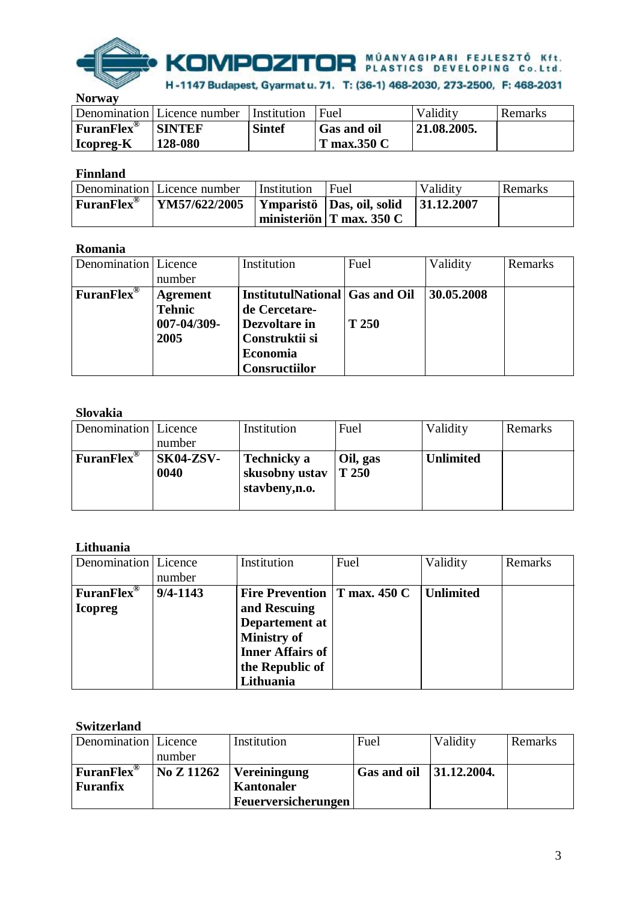## Norway

| Denomination | Licence number | Institution | Fuel | Validity | Remarks |
|---|---|---|---|---|---|
| **FuranFlex® Icopreg-K** | **SINTEF 128-080** | **Sintef** | **Gas and oil T max.350 C** | **21.08.2005.** | |

## Finnland

| Denomination | Licence number | Institution | Fuel | Validity | Remarks |
|---|---|---|---|---|---|
| **FuranFlex®** | **YM57/622/2005** | **Ymparistö ministeriön** | **Das, oil, solid T max. 350 C** | **31.12.2007** | |

## Romania

| Denomination | Licence number | Institution | Fuel | Validity | Remarks |
|---|---|---|---|---|---|
| **FuranFlex®** | **Agrement Tehnic 007-04/309-2005** | **InstitutulNational de Cercetare-Dezvoltare in Construktii si Economia Consructiilor** | **Gas and Oil T 250** | **30.05.2008** | |

## Slovakia

| Denomination | Licence number | Institution | Fuel | Validity | Remarks |
|---|---|---|---|---|---|
| **FuranFlex®** | **SK04-ZSV-0040** | **Technicky a skusobny ustav stavbeny,n.o.** | **Oil, gas T 250** | **Unlimited** | |

## Lithuania

| Denomination | Licence number | Institution | Fuel | Validity | Remarks |
|---|---|---|---|---|---|
| **FuranFlex® Icopreg** | **9/4-1143** | **Fire Prevention and Rescuing Departement at Ministry of Inner Affairs of the Republic of Lithuania** | **T max. 450 C** | **Unlimited** | |

## Switzerland

| Denomination | Licence number | Institution | Fuel | Validity | Remarks |
|---|---|---|---|---|---|
| **FuranFlex® Furanfix** | **No Z 11262** | **Vereingung Kantonaler Feuerversicherungen** | **Gas and oil** | **31.12.2004.** | |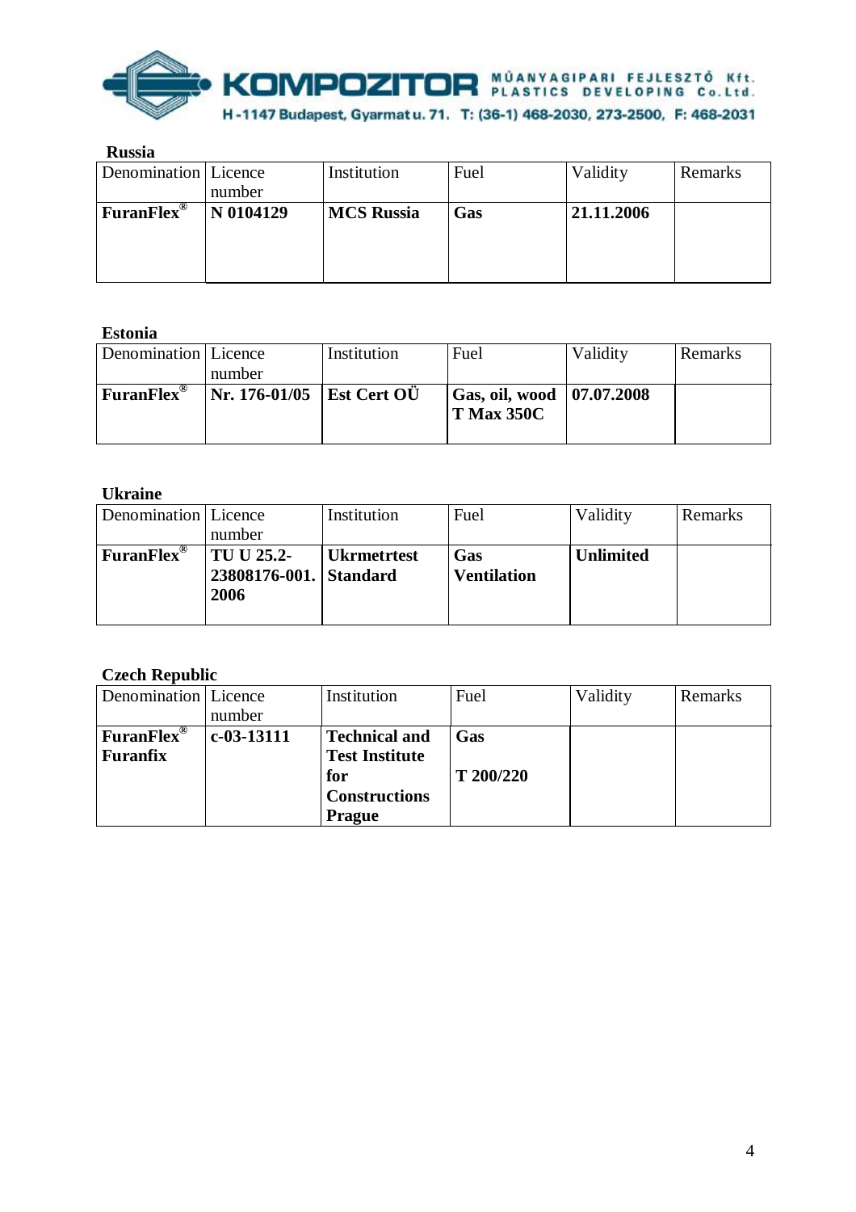**Russia**

| Denomination | Licence number | Institution | Fuel | Validity | Remarks |
|---|---|---|---|---|---|
| **FuranFlex®** | **N 0104129** | **MCS Russia** | **Gas** | **21.11.2006** | |

**Estonia**

| Denomination | Licence number | Institution | Fuel | Validity | Remarks |
|---|---|---|---|---|---|
| **FuranFlex®** | **Nr. 176-01/05** | **Est Cert OÜ** | **Gas, oil, wood T Max 350C** | **07.07.2008** | |

**Ukraine**

| Denomination | Licence number | Institution | Fuel | Validity | Remarks |
|---|---|---|---|---|---|
| **FuranFlex®** | **TU U 25.2-23808176-001. 2006** | **Ukrmetrtest Standard** | **Gas Ventilation** | **Unlimited** | |

**Czech Republic**

| Denomination | Licence number | Institution | Fuel | Validity | Remarks |
|---|---|---|---|---|---|
| **FuranFlex® Furanfix** | **c-03-13111** | **Technical and Test Institute for Constructions Prague** | **Gas T 200/220** | | |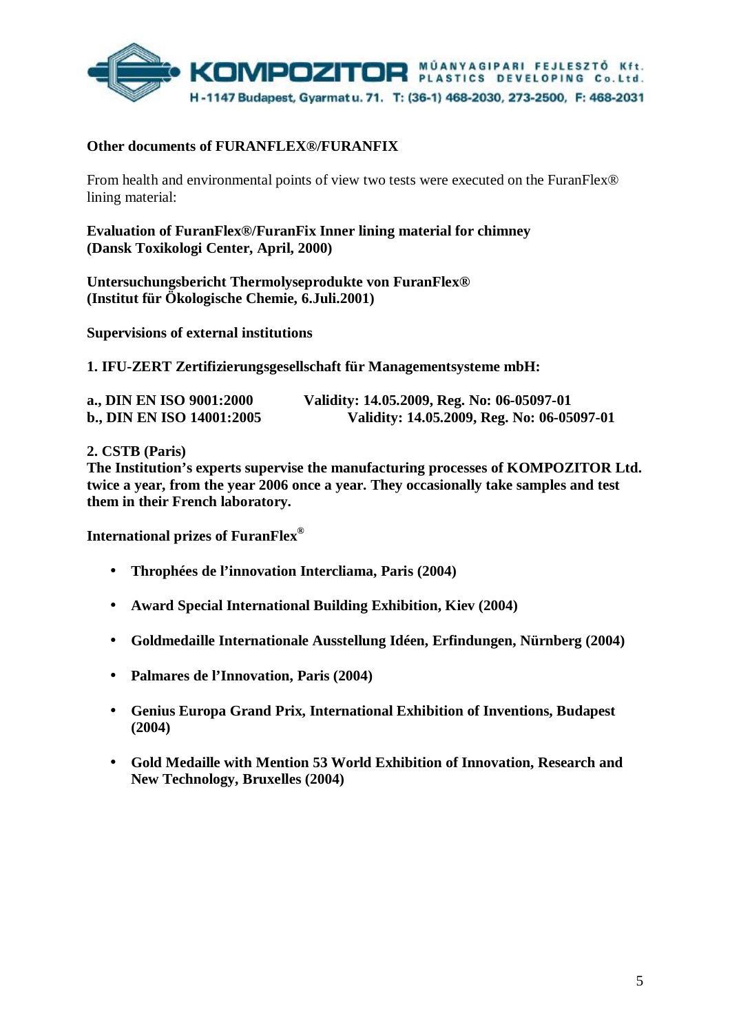**Other documents of FURANFLEX®/FURANFIX**

From health and environmental points of view two tests were executed on the FuranFlex® lining material:

**Evaluation of FuranFlex®/FuranFix Inner lining material for chimney (Dansk Toxikologi Center, April, 2000)**

**Untersuchungsbericht Thermolyseprodukte von FuranFlex® (Institut für Ökologische Chemie, 6.Juli.2001)**

**Supervisions of external institutions**

**1. IFU-ZERT Zertifizierungsgesellschaft für Managementsysteme mbH:**

**a., DIN EN ISO 9001:2000 Validity: 14.05.2009, Reg. No: 06-05097-01**
**b., DIN EN ISO 14001:2005 Validity: 14.05.2009, Reg. No: 06-05097-01**

**2. CSTB (Paris)**
**The Institution's experts supervise the manufacturing processes of KOMPOZITOR Ltd. twice a year, from the year 2006 once a year. They occasionally take samples and test them in their French laboratory.**

**International prizes of FuranFlex®**

- **Throphées de l'innovation Intercliama, Paris (2004)**
- **Award Special International Building Exhibition, Kiev (2004)**
- **Goldmedaille Internationale Ausstellung Idéen, Erfindungen, Nürnberg (2004)**
- **Palmares de l'Innovation, Paris (2004)**
- **Genius Europa Grand Prix, International Exhibition of Inventions, Budapest (2004)**
- **Gold Medaille with Mention 53 World Exhibition of Innovation, Research and New Technology, Bruxelles (2004)**